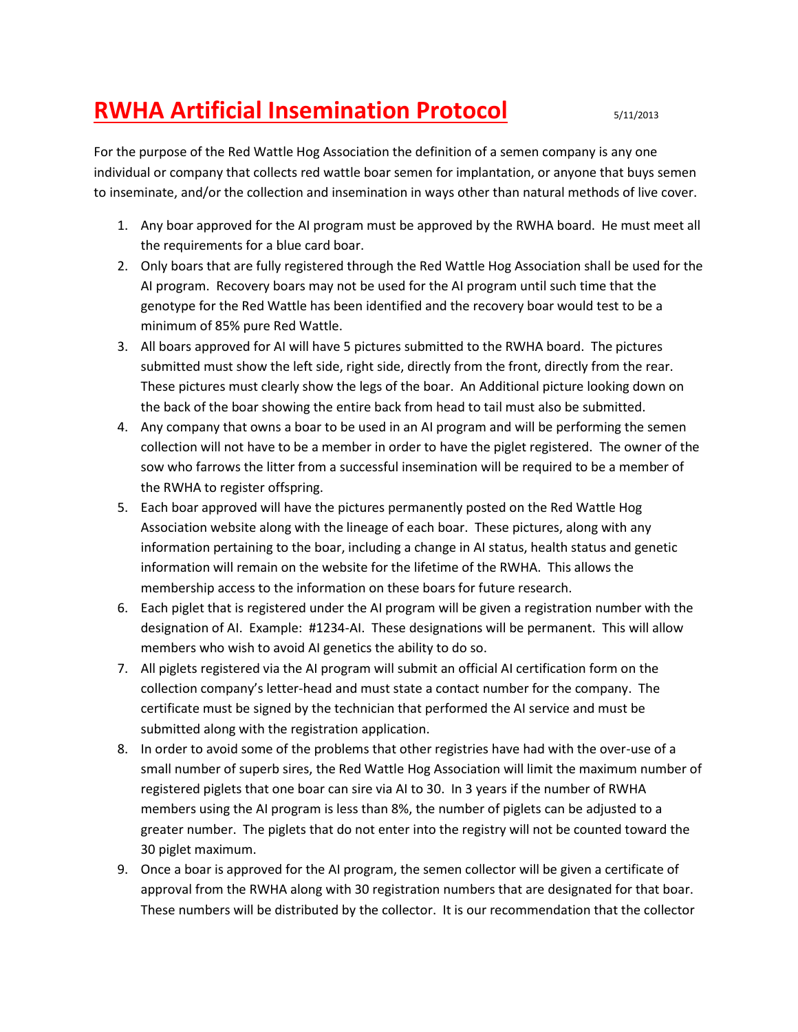# RWHA Artificial Insemination Protocol

5/11/2013

For the purpose of the Red Wattle Hog Association the definition of a semen company is any one individual or company that collects red wattle boar semen for implantation, or anyone that buys semen to inseminate, and/or the collection and insemination in ways other than natural methods of live cover.

1. Any boar approved for the AI program must be approved by the RWHA board. He must meet all the requirements for a blue card boar.
2. Only boars that are fully registered through the Red Wattle Hog Association shall be used for the AI program. Recovery boars may not be used for the AI program until such time that the genotype for the Red Wattle has been identified and the recovery boar would test to be a minimum of 85% pure Red Wattle.
3. All boars approved for AI will have 5 pictures submitted to the RWHA board. The pictures submitted must show the left side, right side, directly from the front, directly from the rear. These pictures must clearly show the legs of the boar. An Additional picture looking down on the back of the boar showing the entire back from head to tail must also be submitted.
4. Any company that owns a boar to be used in an AI program and will be performing the semen collection will not have to be a member in order to have the piglet registered. The owner of the sow who farrows the litter from a successful insemination will be required to be a member of the RWHA to register offspring.
5. Each boar approved will have the pictures permanently posted on the Red Wattle Hog Association website along with the lineage of each boar. These pictures, along with any information pertaining to the boar, including a change in AI status, health status and genetic information will remain on the website for the lifetime of the RWHA. This allows the membership access to the information on these boars for future research.
6. Each piglet that is registered under the AI program will be given a registration number with the designation of AI. Example: #1234-AI. These designations will be permanent. This will allow members who wish to avoid AI genetics the ability to do so.
7. All piglets registered via the AI program will submit an official AI certification form on the collection company's letter-head and must state a contact number for the company. The certificate must be signed by the technician that performed the AI service and must be submitted along with the registration application.
8. In order to avoid some of the problems that other registries have had with the over-use of a small number of superb sires, the Red Wattle Hog Association will limit the maximum number of registered piglets that one boar can sire via AI to 30. In 3 years if the number of RWHA members using the AI program is less than 8%, the number of piglets can be adjusted to a greater number. The piglets that do not enter into the registry will not be counted toward the 30 piglet maximum.
9. Once a boar is approved for the AI program, the semen collector will be given a certificate of approval from the RWHA along with 30 registration numbers that are designated for that boar. These numbers will be distributed by the collector. It is our recommendation that the collector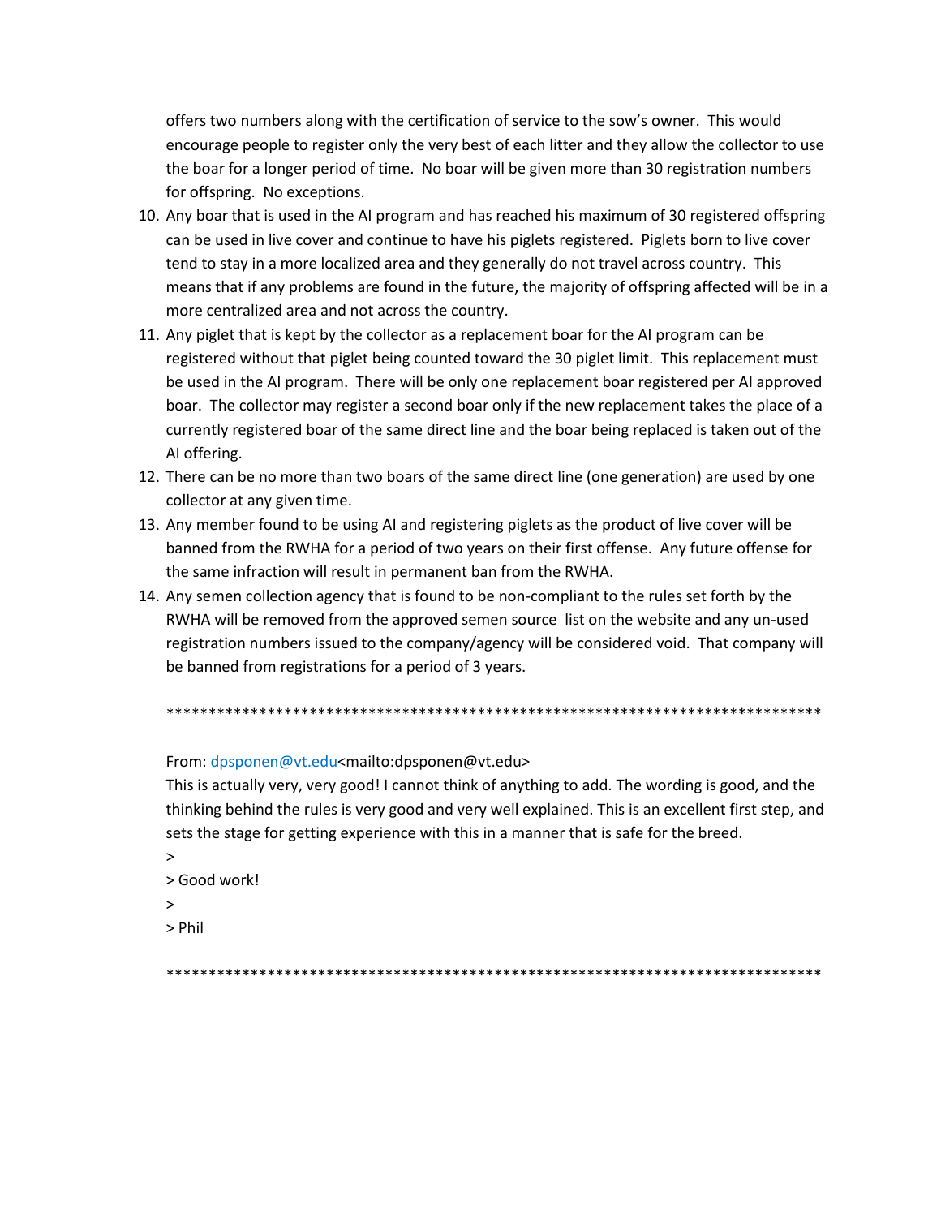offers two numbers along with the certification of service to the sow's owner. This would encourage people to register only the very best of each litter and they allow the collector to use the boar for a longer period of time. No boar will be given more than 30 registration numbers for offspring. No exceptions.

10. Any boar that is used in the AI program and has reached his maximum of 30 registered offspring can be used in live cover and continue to have his piglets registered. Piglets born to live cover tend to stay in a more localized area and they generally do not travel across country. This means that if any problems are found in the future, the majority of offspring affected will be in a more centralized area and not across the country.
11. Any piglet that is kept by the collector as a replacement boar for the AI program can be registered without that piglet being counted toward the 30 piglet limit. This replacement must be used in the AI program. There will be only one replacement boar registered per AI approved boar. The collector may register a second boar only if the new replacement takes the place of a currently registered boar of the same direct line and the boar being replaced is taken out of the AI offering.
12. There can be no more than two boars of the same direct line (one generation) are used by one collector at any given time.
13. Any member found to be using AI and registering piglets as the product of live cover will be banned from the RWHA for a period of two years on their first offense. Any future offense for the same infraction will result in permanent ban from the RWHA.
14. Any semen collection agency that is found to be non-compliant to the rules set forth by the RWHA will be removed from the approved semen source list on the website and any un-used registration numbers issued to the company/agency will be considered void. That company will be banned from registrations for a period of 3 years.

********************************************************************************

From: dpsponen@vt.edu<mailto:dpsponen@vt.edu>

This is actually very, very good! I cannot think of anything to add. The wording is good, and the thinking behind the rules is very good and very well explained. This is an excellent first step, and sets the stage for getting experience with this in a manner that is safe for the breed.

>

> Good work!

>

> Phil

********************************************************************************